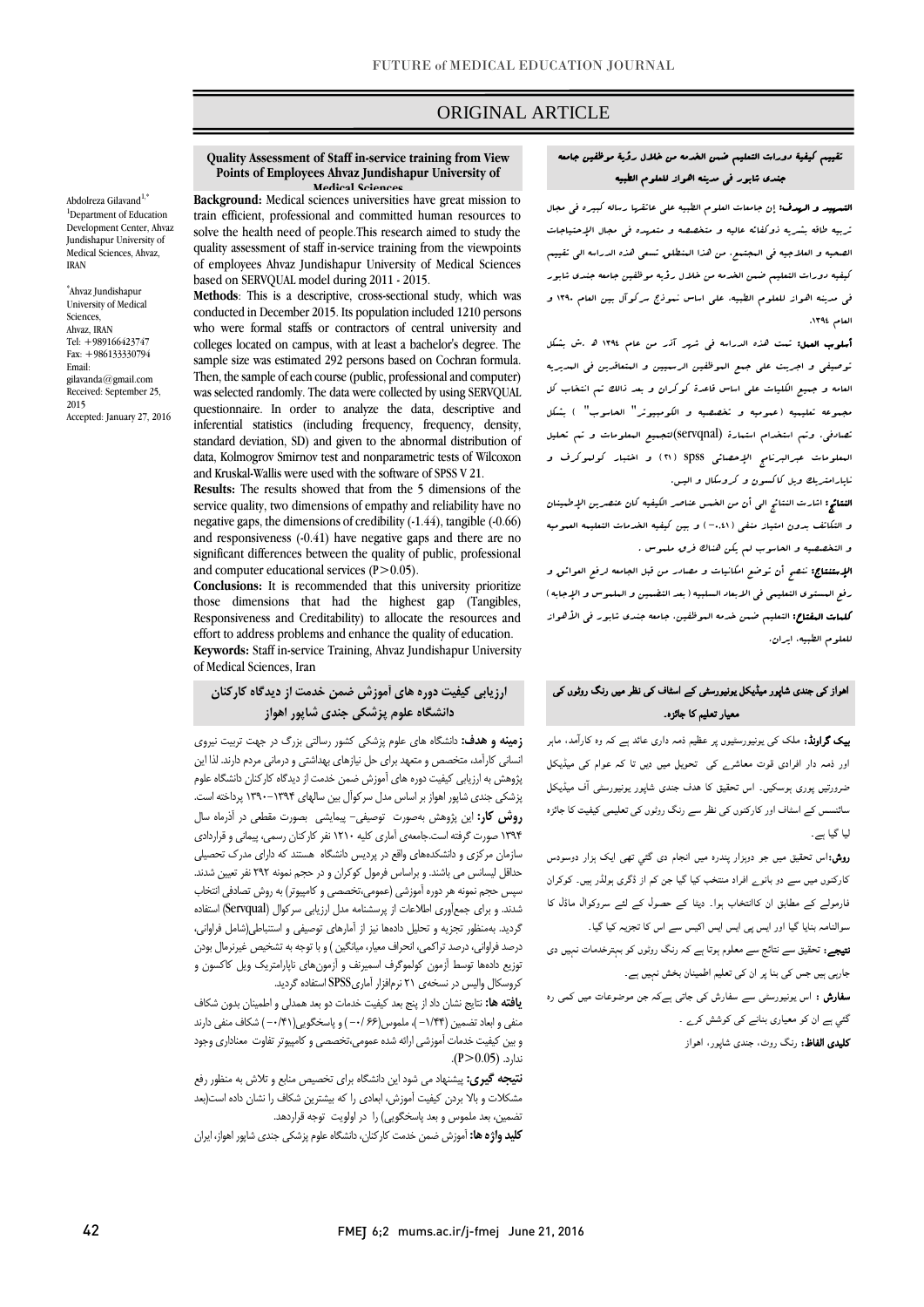ORIGINAL ARTICLE

# Quality Assessment of Staff in-service training from View Points of Employees Ahvaz Jundishapur University of Medical Sciences

Abdolreza Gilavand[1,*]

[1]Department of Education Development Center, Ahvaz Jundishapur University of Medical Sciences, Ahvaz, IRAN

[*]Ahvaz Jundishapur University of Medical Sciences, Ahvaz, IRAN
Tel: +989166423747
Fax: +986133330794
Email: gilavanda@gmail.com
Received: September 25, 2015
Accepted: January 27, 2016

**Background:** Medical sciences universities have great mission to train efficient, professional and committed human resources to solve the health need of people.This research aimed to study the quality assessment of staff in-service training from the viewpoints of employees Ahvaz Jundishapur University of Medical Sciences based on SERVQUAL model during 2011 - 2015.

**Methods**: This is a descriptive, cross-sectional study, which was conducted in December 2015. Its population included 1210 persons who were formal staffs or contractors of central university and colleges located on campus, with at least a bachelor's degree. The sample size was estimated 292 persons based on Cochran formula. Then, the sample of each course (public, professional and computer) was selected randomly. The data were collected by using SERVQUAL questionnaire. In order to analyze the data, descriptive and inferential statistics (including frequency, frequency, density, standard deviation, SD) and given to the abnormal distribution of data, Kolmogrov Smirnov test and nonparametric tests of Wilcoxon and Kruskal-Wallis were used with the software of SPSS V 21.

**Results:** The results showed that from the 5 dimensions of the service quality, two dimensions of empathy and reliability have no negative gaps, the dimensions of credibility (-1.44), tangible (-0.66) and responsiveness (-0.41) have negative gaps and there are no significant differences between the quality of public, professional and computer educational services (P>0.05).

**Conclusions:** It is recommended that this university prioritize those dimensions that had the highest gap (Tangibles, Responsiveness and Creditability) to allocate the resources and effort to address problems and enhance the quality of education.

**Keywords:** Staff in-service Training, Ahvaz Jundishapur University of Medical Sciences, Iran

## تقييم كيفية دورات التعليم ضمن الخدمه من خلال رؤية موظفين جامعه جندي شابور في مدينه اهواز للعلوم الطبيه

**التمهيد و الهدف:** إن جامعات العلوم الطبية على عاتقها رساله كبيره في مجال تربيه طاقه بشريه ذوكفائه عاليه و متخصصه و متعهده في مجال الإحتياجات الصحيه و العلاجيه في المجتمع. من هذا المنطلق تسعى هذه الدراسه الى تقييم كيفيه دورات التعليم ضمن الخدمه من خلال رؤيه موظفين جامعه جندى شابور في مدينه الاهواز للعلوم الطبيه، على اساس نموذج سركوآل بين العام ١٣٩٠ و العام ١٣٩٤.

**أسلوب العمل:** تمت هذه الدراسه في شهر آذر من عام ١٣٩٤ ه .ش بشكل توصيفي و اجريت على جميع الموظفين الرسميين و المتعاقدين في المديريه العامه و جميع الكليات على اساس قاعدة كوكران و بعد ذالك تم انتخاب كل مجموعه تعليميه (عموميه و تخصصيه و الكومبيوتر" الحاسوب" ) بشكل تصادفي. وتم استخدام استمارة (servqnal)لتجميع المعلومات و تم تحليل المعلومات عبرالبرنامج الإحصائي spss (٢١) و اختبار كولموكرف و نابارامتريك ويل كاكسون و كروسكال و اليس.

**النتائج:** اشارت النتائج الى أن من الخمس عناصر الكيفيه كان عنصرين الإطمئنان و التكاتف بدون امتياز منفى (٠،٤١-) و بين كيفيه الخدمات التعليمه العموميه و التخصصيه و الحاسوب لم يكن هناك فرق ملموس .

**الإستنتاج:** ننصح أن توضع امكانيات و مصادر من قبل الجامعه لرفع العوائق و رفع المستوى التعليمي في الابعاد السلبيه ( بعد التضمين و الملموس و الإجابه )

**كلمات المفتاح:** التعليم ضمن خدمه الموظفين، جامعه جندى شابور في الأهواز للعلوم الطبيه، ايران.

## ارزیابی کیفیت دوره های آموزش ضمن خدمت از دیدگاه کارکنان دانشگاه علوم پزشکی جندی شاپور اهواز

**زمینه و هدف:** دانشگاه های علوم پزشکی کشور رسالتی بزرگ در جهت تربیت نیروی انسانی کارآمد، متخصص و متعهد برای حل نیازهای بهداشتی و درمانی مردم دارند. لذا این پژوهش به ارزیابی کیفیت دوره های آموزش ضمن خدمت از دیدگاه کارکنان دانشگاه علوم پزشکی جندی شاپور اهواز بر اساس مدل سرکوآل بین سالهای ۱۳۹۴-۱۳۹۰ پرداخته است.

**روش کار:** این پژوهش به‌صورت توصیفی- پیمایشی بصورت مقطعی در آذرماه سال ۱۳۹۴ صورت گرفته است.جامعه‌ی آماری کلیه ۱۲۱۰ نفر کارکنان رسمی، پیمانی و قراردادی سازمان مرکزی و دانشکده‌های واقع در پردیس دانشگاه هستند که دارای مدرک تحصیلی حداقل لیسانس می باشند. و براساس فرمول کوکران و در حجم نمونه ۲۹۲ نفر تعیین شدند. سپس حجم نمونه هر دوره آموزشی (عمومی،تخصصی و کامپیوتر) به روش تصادفی انتخاب شدند. و برای جمع‌آوری اطلاعات از پرسشنامه مدل ارزیابی سرکوال (Servqual) استفاده گردید. به‌منظور تجزیه و تحلیل داده‌ها نیز از آمارهای توصیفی و استنباطی(شامل فراوانی، درصد فراوانی، درصد تراکمی، انحراف معیار، میانگین ) و با توجه به تشخیص غیرنرمال بودن توزیع داده‌ها توسط آزمون کولموگرف اسمیرنف و آزمون‌های ناپارامتریک ویل کاکسون و کروسکال والیس در نسخه‌ی ۲۱ نرم‌افزار آماری SPSS استفاده گردید.

**یافته ها:** نتایج نشان داد از پنج بعد کیفیت خدمات دو بعد همدلی و اطمینان بدون شکاف منفی و ابعاد تضمین (۱/۴۴-)، ملموس(۰/۶۶-) و پاسخگویی(۰/۴۱-) شکاف منفی دارند و بین کیفیت خدمات آموزشی ارائه شده عمومی،تخصصی و کامپیوتر تفاوت معناداری وجود ندارد. (P>0.05).

**نتیجه گیری:** پیشنهاد می شود این دانشگاه برای تخصیص منابع و تلاش به منظور رفع مشکلات و بالا بردن کیفیت آموزش، ابعادی را که بیشترین شکاف را نشان داده است(بعد تضمین، بعد ملموس و بعد پاسخگویی) را در اولویت توجه قراردهد.

**کلید واژه ها:** آموزش ضمن خدمت کارکنان، دانشگاه علوم پزشکی جندی شاپور اهواز، ایران

## اھواز کی جندی شاپور میڈیکل یونیورسٹی کے اسٹاف کی نظر میں رنگ روٹوں کی معیار تعلیم کا جائزہ.

**بیک گراونڈ:** ملک کی یونیورسٹیوں پر عظیم ذمہ داری عائد ہے کہ وہ کارآمد، ماہر اور ذمہ دار افرادی قوت معاشرے کی تحویل میں دیں تا کہ عوام کی میڈیکل ضرورتیں پوری ہوسکیں۔ اس تحقیق کا ہدف جندی شاپور یونیورسٹی آف میڈیکل سائنسس کے اسٹاف اور کارکنوں کی نظر سے رنگ روٹوں کی تعلیمی کیفیت کا جائزہ لیا گیا ہے۔

**روش:**اس تحقیق میں جو دوہزار پندرہ میں انجام دی گئي تھی ایک ہزار دوسودس کارکنوں میں سے دو بانوے افراد منتخب کیا گیا جن کم از ڈگری ہولڈر ہیں۔ کوکران فارمولے کے مطابق ان کاانتخاب ہوا۔ ڈیٹا کے حصول کے لئے سروکوال ماڈل کا سوالنامہ بنایا گيا اور ایس پی ایس ایس ایکس سے اس کا تجزیہ کیا گيا۔

**نتیجے:** تحقیق سے نتائج سے معلوم ہوتا ہے کہ رنگ روٹوں کو بہترخدمات نہیں دی جارہی ہیں جس کی بنا پر ان کی تعلیم اطمینان بخش نہیں ہے۔

**سفارش :** اس یونیورسٹی سے سفارش کی جاتی ہےکہ جن موضوعات میں کمی رہ گئي ہے ان کو معیاری بنانے کی کوشش کرے ۔

**کلیدی الفاظ:** رنگ روٹ، جندی شاپور، اھواز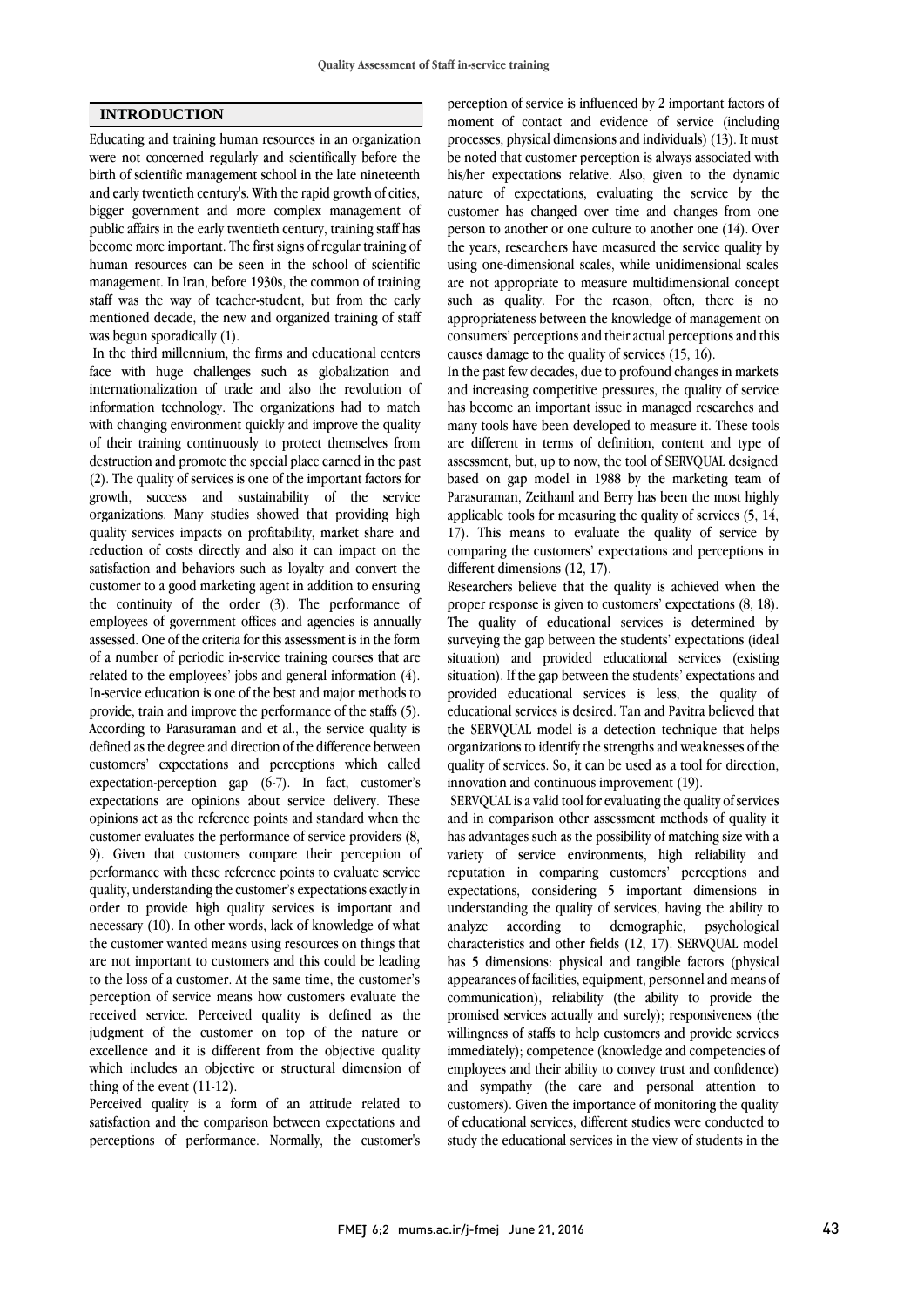## INTRODUCTION

Educating and training human resources in an organization were not concerned regularly and scientifically before the birth of scientific management school in the late nineteenth and early twentieth century's. With the rapid growth of cities, bigger government and more complex management of public affairs in the early twentieth century, training staff has become more important. The first signs of regular training of human resources can be seen in the school of scientific management. In Iran, before 1930s, the common of training staff was the way of teacher-student, but from the early mentioned decade, the new and organized training of staff was begun sporadically (1).

In the third millennium, the firms and educational centers face with huge challenges such as globalization and internationalization of trade and also the revolution of information technology. The organizations had to match with changing environment quickly and improve the quality of their training continuously to protect themselves from destruction and promote the special place earned in the past (2). The quality of services is one of the important factors for growth, success and sustainability of the service organizations. Many studies showed that providing high quality services impacts on profitability, market share and reduction of costs directly and also it can impact on the satisfaction and behaviors such as loyalty and convert the customer to a good marketing agent in addition to ensuring the continuity of the order (3). The performance of employees of government offices and agencies is annually assessed. One of the criteria for this assessment is in the form of a number of periodic in-service training courses that are related to the employees' jobs and general information (4). In-service education is one of the best and major methods to provide, train and improve the performance of the staffs (5). According to Parasuraman and et al., the service quality is defined as the degree and direction of the difference between customers' expectations and perceptions which called expectation-perception gap (6-7). In fact, customer's expectations are opinions about service delivery. These opinions act as the reference points and standard when the customer evaluates the performance of service providers (8, 9). Given that customers compare their perception of performance with these reference points to evaluate service quality, understanding the customer's expectations exactly in order to provide high quality services is important and necessary (10). In other words, lack of knowledge of what the customer wanted means using resources on things that are not important to customers and this could be leading to the loss of a customer. At the same time, the customer's perception of service means how customers evaluate the received service. Perceived quality is defined as the judgment of the customer on top of the nature or excellence and it is different from the objective quality which includes an objective or structural dimension of thing of the event (11-12).

Perceived quality is a form of an attitude related to satisfaction and the comparison between expectations and perceptions of performance. Normally, the customer's perception of service is influenced by 2 important factors of moment of contact and evidence of service (including processes, physical dimensions and individuals) (13). It must be noted that customer perception is always associated with his/her expectations relative. Also, given to the dynamic nature of expectations, evaluating the service by the customer has changed over time and changes from one person to another or one culture to another one (14). Over the years, researchers have measured the service quality by using one-dimensional scales, while unidimensional scales are not appropriate to measure multidimensional concept such as quality. For the reason, often, there is no appropriateness between the knowledge of management on consumers' perceptions and their actual perceptions and this causes damage to the quality of services (15, 16).

In the past few decades, due to profound changes in markets and increasing competitive pressures, the quality of service has become an important issue in managed researches and many tools have been developed to measure it. These tools are different in terms of definition, content and type of assessment, but, up to now, the tool of SERVQUAL designed based on gap model in 1988 by the marketing team of Parasuraman, Zeithaml and Berry has been the most highly applicable tools for measuring the quality of services (5, 14, 17). This means to evaluate the quality of service by comparing the customers' expectations and perceptions in different dimensions (12, 17).

Researchers believe that the quality is achieved when the proper response is given to customers' expectations (8, 18). The quality of educational services is determined by surveying the gap between the students' expectations (ideal situation) and provided educational services (existing situation). If the gap between the students' expectations and provided educational services is less, the quality of educational services is desired. Tan and Pavitra believed that the SERVQUAL model is a detection technique that helps organizations to identify the strengths and weaknesses of the quality of services. So, it can be used as a tool for direction, innovation and continuous improvement (19).

SERVQUAL is a valid tool for evaluating the quality of services and in comparison other assessment methods of quality it has advantages such as the possibility of matching size with a variety of service environments, high reliability and reputation in comparing customers' perceptions and expectations, considering 5 important dimensions in understanding the quality of services, having the ability to analyze according to demographic, psychological characteristics and other fields (12, 17). SERVQUAL model has 5 dimensions: physical and tangible factors (physical appearances of facilities, equipment, personnel and means of communication), reliability (the ability to provide the promised services actually and surely); responsiveness (the willingness of staffs to help customers and provide services immediately); competence (knowledge and competencies of employees and their ability to convey trust and confidence) and sympathy (the care and personal attention to customers). Given the importance of monitoring the quality of educational services, different studies were conducted to study the educational services in the view of students in the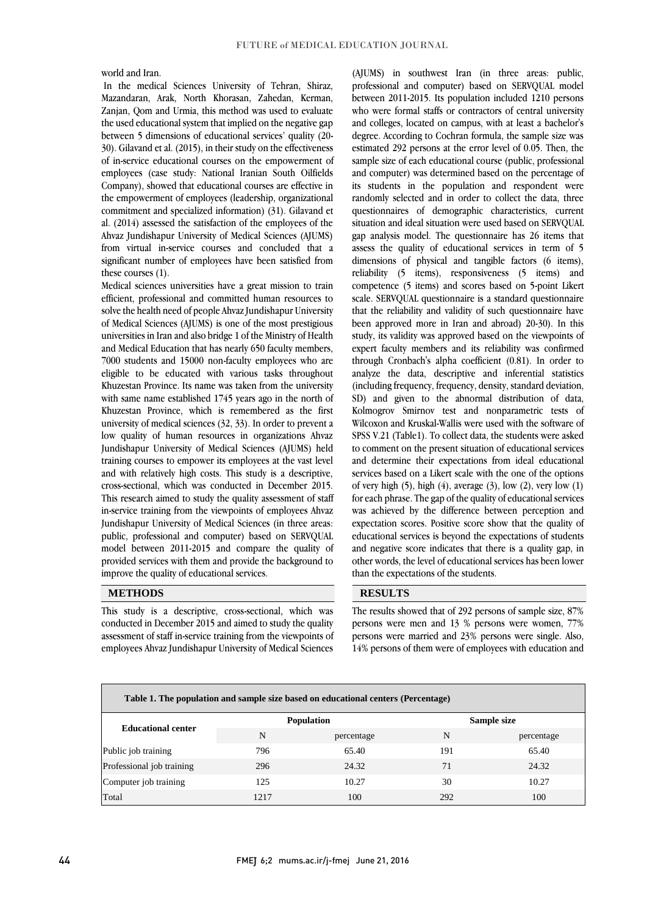world and Iran.

In the medical Sciences University of Tehran, Shiraz, Mazandaran, Arak, North Khorasan, Zahedan, Kerman, Zanjan, Qom and Urmia, this method was used to evaluate the used educational system that implied on the negative gap between 5 dimensions of educational services' quality (20-30). Gilavand et al. (2015), in their study on the effectiveness of in-service educational courses on the empowerment of employees (case study: National Iranian South Oilfields Company), showed that educational courses are effective in the empowerment of employees (leadership, organizational commitment and specialized information) (31). Gilavand et al. (2014) assessed the satisfaction of the employees of the Ahvaz Jundishapur University of Medical Sciences (AJUMS) from virtual in-service courses and concluded that a significant number of employees have been satisfied from these courses (1).

Medical sciences universities have a great mission to train efficient, professional and committed human resources to solve the health need of people Ahvaz Jundishapur University of Medical Sciences (AJUMS) is one of the most prestigious universities in Iran and also bridge 1 of the Ministry of Health and Medical Education that has nearly 650 faculty members, 7000 students and 15000 non-faculty employees who are eligible to be educated with various tasks throughout Khuzestan Province. Its name was taken from the university with same name established 1745 years ago in the north of Khuzestan Province, which is remembered as the first university of medical sciences (32, 33). In order to prevent a low quality of human resources in organizations Ahvaz Jundishapur University of Medical Sciences (AJUMS) held training courses to empower its employees at the vast level and with relatively high costs. This study is a descriptive, cross-sectional, which was conducted in December 2015. This research aimed to study the quality assessment of staff in-service training from the viewpoints of employees Ahvaz Jundishapur University of Medical Sciences (in three areas: public, professional and computer) based on SERVQUAL model between 2011-2015 and compare the quality of provided services with them and provide the background to improve the quality of educational services.

## METHODS

This study is a descriptive, cross-sectional, which was conducted in December 2015 and aimed to study the quality assessment of staff in-service training from the viewpoints of employees Ahvaz Jundishapur University of Medical Sciences (AJUMS) in southwest Iran (in three areas: public, professional and computer) based on SERVQUAL model between 2011-2015. Its population included 1210 persons who were formal staffs or contractors of central university and colleges, located on campus, with at least a bachelor's degree. According to Cochran formula, the sample size was estimated 292 persons at the error level of 0.05. Then, the sample size of each educational course (public, professional and computer) was determined based on the percentage of its students in the population and respondent were randomly selected and in order to collect the data, three questionnaires of demographic characteristics, current situation and ideal situation were used based on SERVQUAL gap analysis model. The questionnaire has 26 items that assess the quality of educational services in term of 5 dimensions of physical and tangible factors (6 items), reliability (5 items), responsiveness (5 items) and competence (5 items) and scores based on 5-point Likert scale. SERVQUAL questionnaire is a standard questionnaire that the reliability and validity of such questionnaire have been approved more in Iran and abroad) 20-30). In this study, its validity was approved based on the viewpoints of expert faculty members and its reliability was confirmed through Cronbach's alpha coefficient (0.81). In order to analyze the data, descriptive and inferential statistics (including frequency, frequency, density, standard deviation, SD) and given to the abnormal distribution of data, Kolmogrov Smirnov test and nonparametric tests of Wilcoxon and Kruskal-Wallis were used with the software of SPSS V.21 (Table1). To collect data, the students were asked to comment on the present situation of educational services and determine their expectations from ideal educational services based on a Likert scale with the one of the options of very high (5), high (4), average (3), low (2), very low (1) for each phrase. The gap of the quality of educational services was achieved by the difference between perception and expectation scores. Positive score show that the quality of educational services is beyond the expectations of students and negative score indicates that there is a quality gap, in other words, the level of educational services has been lower than the expectations of the students.

## RESULTS

The results showed that of 292 persons of sample size, 87% persons were men and 13 % persons were women, 77% persons were married and 23% persons were single. Also, 14% persons of them were of employees with education and

**Table 1. The population and sample size based on educational centers (Percentage)**

| Educational center | Population | | Sample size | |
|---|---|---|---|---|
| | N | percentage | N | percentage |
| Public job training | 796 | 65.40 | 191 | 65.40 |
| Professional job training | 296 | 24.32 | 71 | 24.32 |
| Computer job training | 125 | 10.27 | 30 | 10.27 |
| Total | 1217 | 100 | 292 | 100 |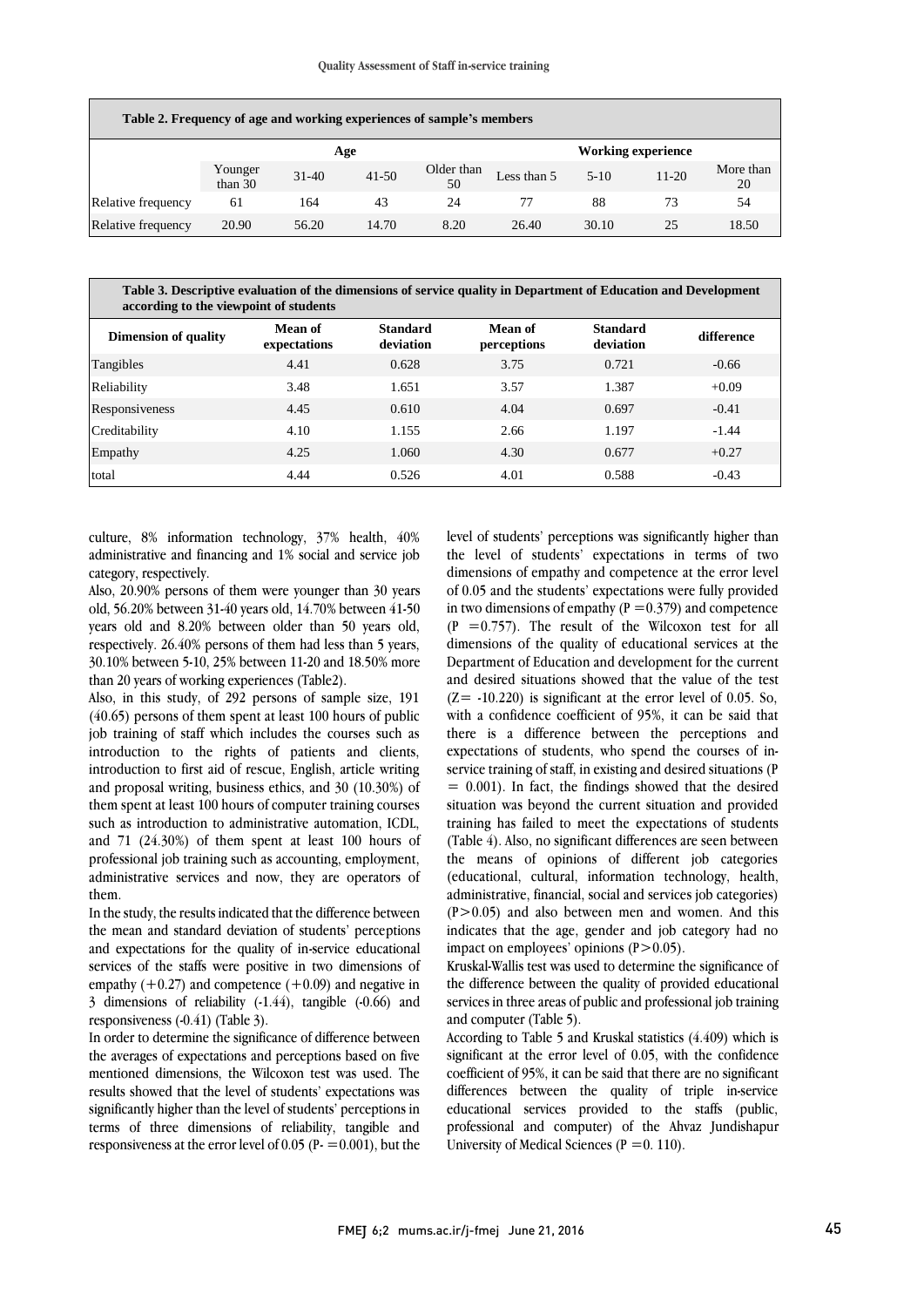**Table 2. Frequency of age and working experiences of sample's members**

| | Age | | | | Working experience | | | |
|---|---|---|---|---|---|---|---|---|
| | Younger than 30 | 31-40 | 41-50 | Older than 50 | Less than 5 | 5-10 | 11-20 | More than 20 |
| Relative frequency | 61 | 164 | 43 | 24 | 77 | 88 | 73 | 54 |
| Relative frequency | 20.90 | 56.20 | 14.70 | 8.20 | 26.40 | 30.10 | 25 | 18.50 |

**Table 3. Descriptive evaluation of the dimensions of service quality in Department of Education and Development according to the viewpoint of students**

| Dimension of quality | Mean of expectations | Standard deviation | Mean of perceptions | Standard deviation | difference |
|---|---|---|---|---|---|
| Tangibles | 4.41 | 0.628 | 3.75 | 0.721 | -0.66 |
| Reliability | 3.48 | 1.651 | 3.57 | 1.387 | +0.09 |
| Responsiveness | 4.45 | 0.610 | 4.04 | 0.697 | -0.41 |
| Creditability | 4.10 | 1.155 | 2.66 | 1.197 | -1.44 |
| Empathy | 4.25 | 1.060 | 4.30 | 0.677 | +0.27 |
| total | 4.44 | 0.526 | 4.01 | 0.588 | -0.43 |

culture, 8% information technology, 37% health, 40% administrative and financing and 1% social and service job category, respectively.

Also, 20.90% persons of them were younger than 30 years old, 56.20% between 31-40 years old, 14.70% between 41-50 years old and 8.20% between older than 50 years old, respectively. 26.40% persons of them had less than 5 years, 30.10% between 5-10, 25% between 11-20 and 18.50% more than 20 years of working experiences (Table2).

Also, in this study, of 292 persons of sample size, 191 (40.65) persons of them spent at least 100 hours of public job training of staff which includes the courses such as introduction to the rights of patients and clients, introduction to first aid of rescue, English, article writing and proposal writing, business ethics, and 30 (10.30%) of them spent at least 100 hours of computer training courses such as introduction to administrative automation, ICDL, and 71 (24.30%) of them spent at least 100 hours of professional job training such as accounting, employment, administrative services and now, they are operators of them.

In the study, the results indicated that the difference between the mean and standard deviation of students' perceptions and expectations for the quality of in-service educational services of the staffs were positive in two dimensions of empathy (+0.27) and competence (+0.09) and negative in 3 dimensions of reliability (-1.44), tangible (-0.66) and responsiveness (-0.41) (Table 3).

In order to determine the significance of difference between the averages of expectations and perceptions based on five mentioned dimensions, the Wilcoxon test was used. The results showed that the level of students' expectations was significantly higher than the level of students' perceptions in terms of three dimensions of reliability, tangible and responsiveness at the error level of 0.05 (P- =0.001), but the level of students' perceptions was significantly higher than the level of students' expectations in terms of two dimensions of empathy and competence at the error level of 0.05 and the students' expectations were fully provided in two dimensions of empathy (P =0.379) and competence (P =0.757). The result of the Wilcoxon test for all dimensions of the quality of educational services at the Department of Education and development for the current and desired situations showed that the value of the test (Z= -10.220) is significant at the error level of 0.05. So, with a confidence coefficient of 95%, it can be said that there is a difference between the perceptions and expectations of students, who spend the courses of in-service training of staff, in existing and desired situations (P = 0.001). In fact, the findings showed that the desired situation was beyond the current situation and provided training has failed to meet the expectations of students (Table 4). Also, no significant differences are seen between the means of opinions of different job categories (educational, cultural, information technology, health, administrative, financial, social and services job categories) (P>0.05) and also between men and women. And this indicates that the age, gender and job category had no impact on employees' opinions (P>0.05).

Kruskal-Wallis test was used to determine the significance of the difference between the quality of provided educational services in three areas of public and professional job training and computer (Table 5).

According to Table 5 and Kruskal statistics (4.409) which is significant at the error level of 0.05, with the confidence coefficient of 95%, it can be said that there are no significant differences between the quality of triple in-service educational services provided to the staffs (public, professional and computer) of the Ahvaz Jundishapur University of Medical Sciences (P =0. 110).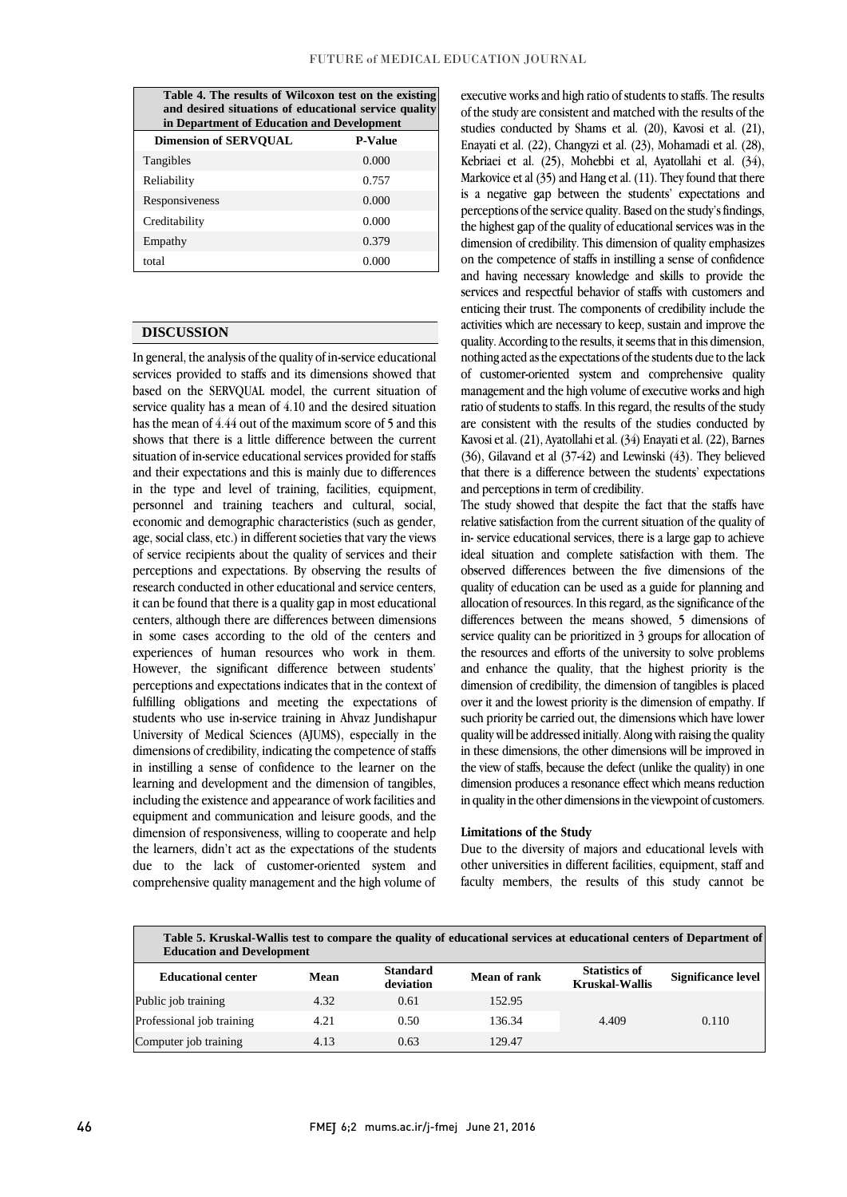**Table 4. The results of Wilcoxon test on the existing and desired situations of educational service quality in Department of Education and Development**

| Dimension of SERVQUAL | P-Value |
|---|---|
| Tangibles | 0.000 |
| Reliability | 0.757 |
| Responsiveness | 0.000 |
| Creditability | 0.000 |
| Empathy | 0.379 |
| total | 0.000 |

## DISCUSSION

In general, the analysis of the quality of in-service educational services provided to staffs and its dimensions showed that based on the SERVQUAL model, the current situation of service quality has a mean of 4.10 and the desired situation has the mean of 4.44 out of the maximum score of 5 and this shows that there is a little difference between the current situation of in-service educational services provided for staffs and their expectations and this is mainly due to differences in the type and level of training, facilities, equipment, personnel and training teachers and cultural, social, economic and demographic characteristics (such as gender, age, social class, etc.) in different societies that vary the views of service recipients about the quality of services and their perceptions and expectations. By observing the results of research conducted in other educational and service centers, it can be found that there is a quality gap in most educational centers, although there are differences between dimensions in some cases according to the old of the centers and experiences of human resources who work in them. However, the significant difference between students' perceptions and expectations indicates that in the context of fulfilling obligations and meeting the expectations of students who use in-service training in Ahvaz Jundishapur University of Medical Sciences (AJUMS), especially in the dimensions of credibility, indicating the competence of staffs in instilling a sense of confidence to the learner on the learning and development and the dimension of tangibles, including the existence and appearance of work facilities and equipment and communication and leisure goods, and the dimension of responsiveness, willing to cooperate and help the learners, didn't act as the expectations of the students due to the lack of customer-oriented system and comprehensive quality management and the high volume of executive works and high ratio of students to staffs. The results of the study are consistent and matched with the results of the studies conducted by Shams et al. (20), Kavosi et al. (21), Enayati et al. (22), Changyzi et al. (23), Mohamadi et al. (28), Kebriaei et al. (25), Mohebbi et al, Ayatollahi et al. (34), Markovice et al (35) and Hang et al. (11). They found that there is a negative gap between the students' expectations and perceptions of the service quality. Based on the study's findings, the highest gap of the quality of educational services was in the dimension of credibility. This dimension of quality emphasizes on the competence of staffs in instilling a sense of confidence and having necessary knowledge and skills to provide the services and respectful behavior of staffs with customers and enticing their trust. The components of credibility include the activities which are necessary to keep, sustain and improve the quality. According to the results, it seems that in this dimension, nothing acted as the expectations of the students due to the lack of customer-oriented system and comprehensive quality management and the high volume of executive works and high ratio of students to staffs. In this regard, the results of the study are consistent with the results of the studies conducted by Kavosi et al. (21), Ayatollahi et al. (34) Enayati et al. (22), Barnes (36), Gilavand et al (37-42) and Lewinski (43). They believed that there is a difference between the students' expectations and perceptions in term of credibility.

The study showed that despite the fact that the staffs have relative satisfaction from the current situation of the quality of in- service educational services, there is a large gap to achieve ideal situation and complete satisfaction with them. The observed differences between the five dimensions of the quality of education can be used as a guide for planning and allocation of resources. In this regard, as the significance of the differences between the means showed, 5 dimensions of service quality can be prioritized in 3 groups for allocation of the resources and efforts of the university to solve problems and enhance the quality, that the highest priority is the dimension of credibility, the dimension of tangibles is placed over it and the lowest priority is the dimension of empathy. If such priority be carried out, the dimensions which have lower quality will be addressed initially. Along with raising the quality in these dimensions, the other dimensions will be improved in the view of staffs, because the defect (unlike the quality) in one dimension produces a resonance effect which means reduction in quality in the other dimensions in the viewpoint of customers.

### Limitations of the Study

Due to the diversity of majors and educational levels with other universities in different facilities, equipment, staff and faculty members, the results of this study cannot be

**Table 5. Kruskal-Wallis test to compare the quality of educational services at educational centers of Department of Education and Development**

| Educational center | Mean | Standard deviation | Mean of rank | Statistics of Kruskal-Wallis | Significance level |
|---|---|---|---|---|---|
| Public job training | 4.32 | 0.61 | 152.95 | 4.409 | 0.110 |
| Professional job training | 4.21 | 0.50 | 136.34 | | |
| Computer job training | 4.13 | 0.63 | 129.47 | | |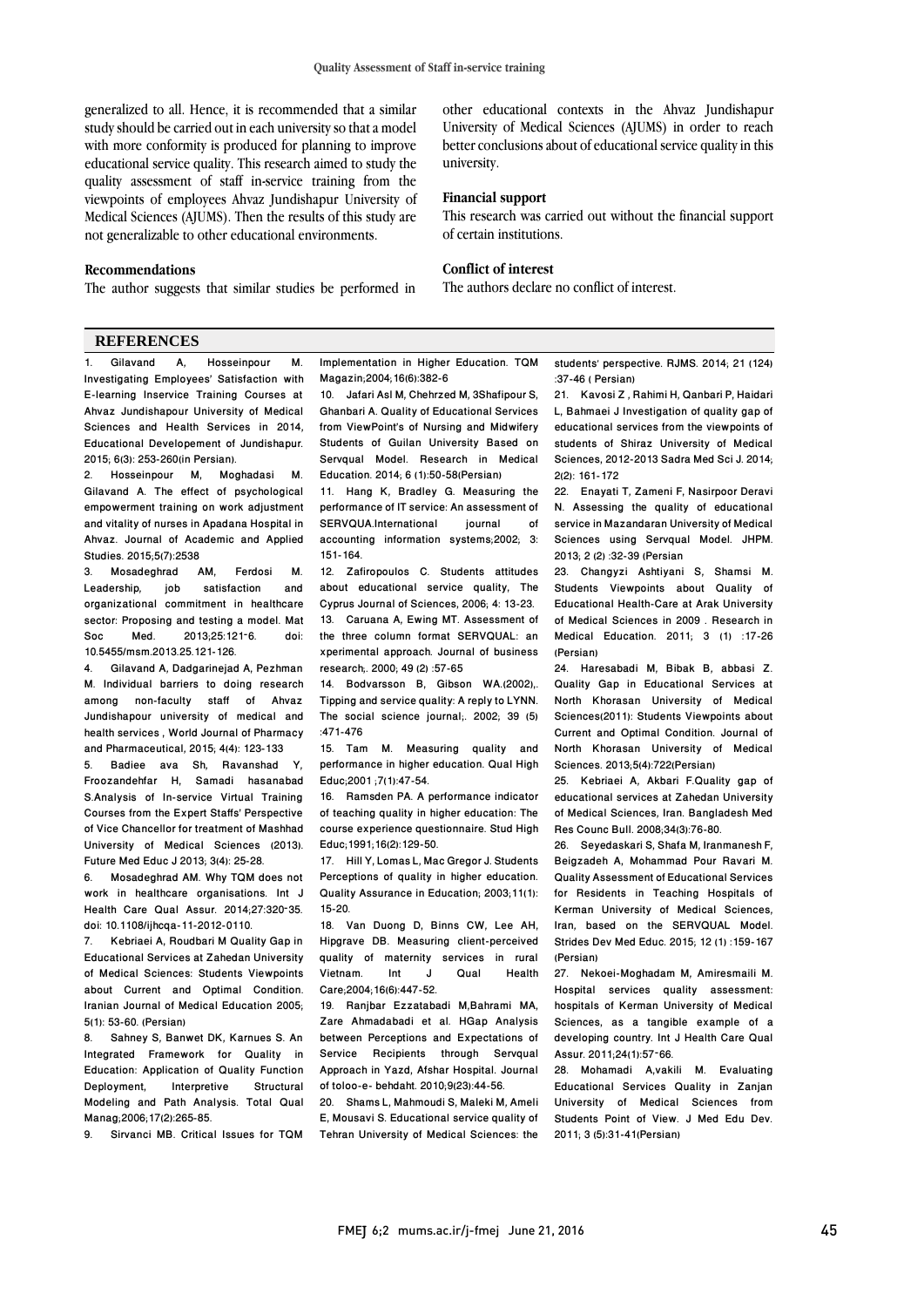generalized to all. Hence, it is recommended that a similar study should be carried out in each university so that a model with more conformity is produced for planning to improve educational service quality. This research aimed to study the quality assessment of staff in-service training from the viewpoints of employees Ahvaz Jundishapur University of Medical Sciences (AJUMS). Then the results of this study are not generalizable to other educational environments.

### Recommendations

The author suggests that similar studies be performed in other educational contexts in the Ahvaz Jundishapur University of Medical Sciences (AJUMS) in order to reach better conclusions about of educational service quality in this university.

### Financial support

This research was carried out without the financial support of certain institutions.

### Conflict of interest

The authors declare no conflict of interest.

## REFERENCES

1. Gilavand A, Hosseinpour M. Investigating Employees' Satisfaction with E-learning Inservice Training Courses at Ahvaz Jundishapour University of Medical Sciences and Health Services in 2014, Educational Developement of Jundishapur. 2015; 6(3): 253-260(in Persian).
2. Hosseinpour M, Moghadasi M. Gilavand A. The effect of psychological empowerment training on work adjustment and vitality of nurses in Apadana Hospital in Ahvaz. Journal of Academic and Applied Studies. 2015;5(7):2538
3. Mosadeghrad AM, Ferdosi M. Leadership, job satisfaction and organizational commitment in healthcare sector: Proposing and testing a model. Mat Soc Med. 2013;25:121-6. doi: 10.5455/msm.2013.25.121-126.
4. Gilavand A, Dadgarinejad A, Pezhman M. Individual barriers to doing research among non-faculty staff of Ahvaz Jundishapour university of medical and health services , World Journal of Pharmacy and Pharmaceutical, 2015; 4(4): 123-133
5. Badiee ava Sh, Ravanshad Y, Froozandehfar H, Samadi hasanabad S.Analysis of In-service Virtual Training Courses from the Expert Staffs' Perspective of Vice Chancellor for treatment of Mashhad University of Medical Sciences (2013). Future Med Educ J 2013; 3(4): 25-28.
6. Mosadeghrad AM. Why TQM does not work in healthcare organisations. Int J Health Care Qual Assur. 2014;27:320-35. doi: 10.1108/ijhcqa-11-2012-0110.
7. Kebriaei A, Roudbari M Quality Gap in Educational Services at Zahedan University of Medical Sciences: Students Viewpoints about Current and Optimal Condition. Iranian Journal of Medical Education 2005; 5(1): 53-60. (Persian)
8. Sahney S, Banwet DK, Karnues S. An Integrated Framework for Quality in Education: Application of Quality Function Deployment, Interpretive Structural Modeling and Path Analysis. Total Qual Manag;2006;17(2):265-85.
9. Sirvanci MB. Critical Issues for TQM Implementation in Higher Education. TQM Magazin;2004;16(6):382-6
10. Jafari Asl M, Chehrzed M, 3Shafipour S, Ghanbari A. Quality of Educational Services from ViewPoint's of Nursing and Midwifery Students of Guilan University Based on Servqual Model. Research in Medical Education. 2014; 6 (1):50-58(Persian)
11. Hang K, Bradley G. Measuring the performance of IT service: An assessment of SERVQUA.International journal of accounting information systems;2002; 3: 151-164.
12. Zafiropoulos C. Students attitudes about educational service quality, The Cyprus Journal of Sciences, 2006; 4: 13-23.
13. Caruana A, Ewing MT. Assessment of the three column format SERVQUAL: an xperimental approach. Journal of business research;. 2000; 49 (2) :57-65
14. Bodvarsson B, Gibson WA.(2002),. Tipping and service quality: A reply to LYNN. The social science journal;. 2002; 39 (5) :471-476
15. Tam M. Measuring quality and performance in higher education. Qual High Educ;2001 ;7(1):47-54.
16. Ramsden PA. A performance indicator of teaching quality in higher education: The course experience questionnaire. Stud High Educ;1991;16(2):129-50.
17. Hill Y, Lomas L, Mac Gregor J. Students Perceptions of quality in higher education. Quality Assurance in Education; 2003;11(1): 15-20.
18. Van Duong D, Binns CW, Lee AH, Hipgrave DB. Measuring client-perceived quality of maternity services in rural Vietnam. Int J Qual Health Care;2004;16(6):447-52.
19. Ranjbar Ezzatabadi M,Bahrami MA, Zare Ahmadabadi et al. HGap Analysis between Perceptions and Expectations of Service Recipients through Servqual Approach in Yazd, Afshar Hospital. Journal of toloo-e- behdaht. 2010;9(23):44-56.
20. Shams L, Mahmoudi S, Maleki M, Ameli E, Mousavi S. Educational service quality of Tehran University of Medical Sciences: the students' perspective. RJMS. 2014; 21 (124) :37-46 ( Persian)
21. Kavosi Z , Rahimi H, Qanbari P, Haidari L, Bahmaei J Investigation of quality gap of educational services from the viewpoints of students of Shiraz University of Medical Sciences, 2012-2013 Sadra Med Sci J. 2014; 2(2): 161-172
22. Enayati T, Zameni F, Nasirpoor Deravi N. Assessing the quality of educational service in Mazandaran University of Medical Sciences using Servqual Model. JHPM. 2013; 2 (2) :32-39 (Persian
23. Changyzi Ashtiyani S, Shamsi M. Students Viewpoints about Quality of Educational Health-Care at Arak University of Medical Sciences in 2009 . Research in Medical Education. 2011; 3 (1) :17-26 (Persian)
24. Haresabadi M, Bibak B, abbasi Z. Quality Gap in Educational Services at North Khorasan University of Medical Sciences(2011): Students Viewpoints about Current and Optimal Condition. Journal of North Khorasan University of Medical Sciences. 2013;5(4):722(Persian)
25. Kebriaei A, Akbari F.Quality gap of educational services at Zahedan University of Medical Sciences, Iran. Bangladesh Med Res Counc Bull. 2008;34(3):76-80.
26. Seyedaskari S, Shafa M, Iranmanesh F, Beigzadeh A, Mohammad Pour Ravari M. Quality Assessment of Educational Services for Residents in Teaching Hospitals of Kerman University of Medical Sciences, Iran, based on the SERVQUAL Model. Strides Dev Med Educ. 2015; 12 (1) :159-167 (Persian)
27. Nekoei-Moghadam M, Amiresmaili M. Hospital services quality assessment: hospitals of Kerman University of Medical Sciences, as a tangible example of a developing country. Int J Health Care Qual Assur. 2011;24(1):57-66.
28. Mohamadi A,vakili M. Evaluating Educational Services Quality in Zanjan University of Medical Sciences from Students Point of View. J Med Edu Dev. 2011; 3 (5):31-41(Persian)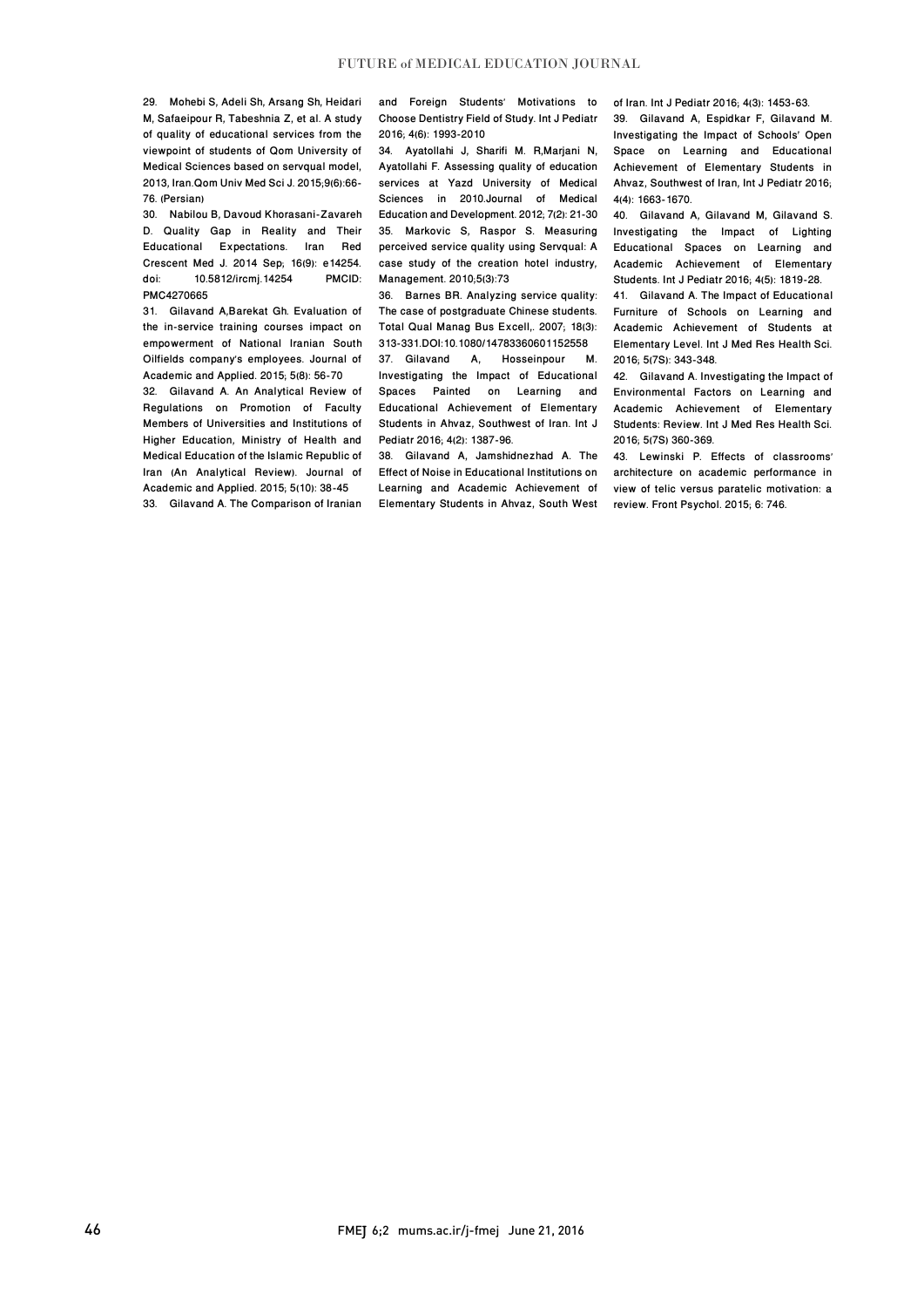29. Mohebi S, Adeli Sh, Arsang Sh, Heidari M, Safaeipour R, Tabeshnia Z, et al. A study of quality of educational services from the viewpoint of students of Qom University of Medical Sciences based on servqual model, 2013, Iran.Qom Univ Med Sci J. 2015;9(6):66-76. (Persian)

30. Nabilou B, Davoud Khorasani-Zavareh D. Quality Gap in Reality and Their Educational Expectations. Iran Red Crescent Med J. 2014 Sep; 16(9): e14254. doi: 10.5812/ircmj.14254 PMCID: PMC4270665

31. Gilavand A,Barekat Gh. Evaluation of the in-service training courses impact on empowerment of National Iranian South Oilfields company's employees. Journal of Academic and Applied. 2015; 5(8): 56-70

32. Gilavand A. An Analytical Review of Regulations on Promotion of Faculty Members of Universities and Institutions of Higher Education, Ministry of Health and Medical Education of the Islamic Republic of Iran (An Analytical Review). Journal of Academic and Applied. 2015; 5(10): 38-45

33. Gilavand A. The Comparison of Iranian and Foreign Students' Motivations to Choose Dentistry Field of Study. Int J Pediatr 2016; 4(6): 1993-2010

34. Ayatollahi J, Sharifi M. R,Marjani N, Ayatollahi F. Assessing quality of education services at Yazd University of Medical Sciences in 2010.Journal of Medical Education and Development. 2012; 7(2): 21-30

35. Markovic S, Raspor S. Measuring perceived service quality using Servqual: A case study of the creation hotel industry, Management. 2010;5(3):73

36. Barnes BR. Analyzing service quality: The case of postgraduate Chinese students. Total Qual Manag Bus Excell,. 2007; 18(3): 313-331.DOI:10.1080/14783360601152558

37. Gilavand A, Hosseinpour M. Investigating the Impact of Educational Spaces Painted on Learning and Educational Achievement of Elementary Students in Ahvaz, Southwest of Iran. Int J Pediatr 2016; 4(2): 1387-96.

38. Gilavand A, Jamshidnezhad A. The Effect of Noise in Educational Institutions on Learning and Academic Achievement of Elementary Students in Ahvaz, South West of Iran. Int J Pediatr 2016; 4(3): 1453-63.

39. Gilavand A, Espidkar F, Gilavand M. Investigating the Impact of Schools' Open Space on Learning and Educational Achievement of Elementary Students in Ahvaz, Southwest of Iran, Int J Pediatr 2016; 4(4): 1663-1670.

40. Gilavand A, Gilavand M, Gilavand S. Investigating the Impact of Lighting Educational Spaces on Learning and Academic Achievement of Elementary Students. Int J Pediatr 2016; 4(5): 1819-28.

41. Gilavand A. The Impact of Educational Furniture of Schools on Learning and Academic Achievement of Students at Elementary Level. Int J Med Res Health Sci. 2016; 5(7S): 343-348.

42. Gilavand A. Investigating the Impact of Environmental Factors on Learning and Academic Achievement of Elementary Students: Review. Int J Med Res Health Sci. 2016; 5(7S) 360-369.

43. Lewinski P. Effects of classrooms' architecture on academic performance in view of telic versus paratelic motivation: a review. Front Psychol. 2015; 6: 746.